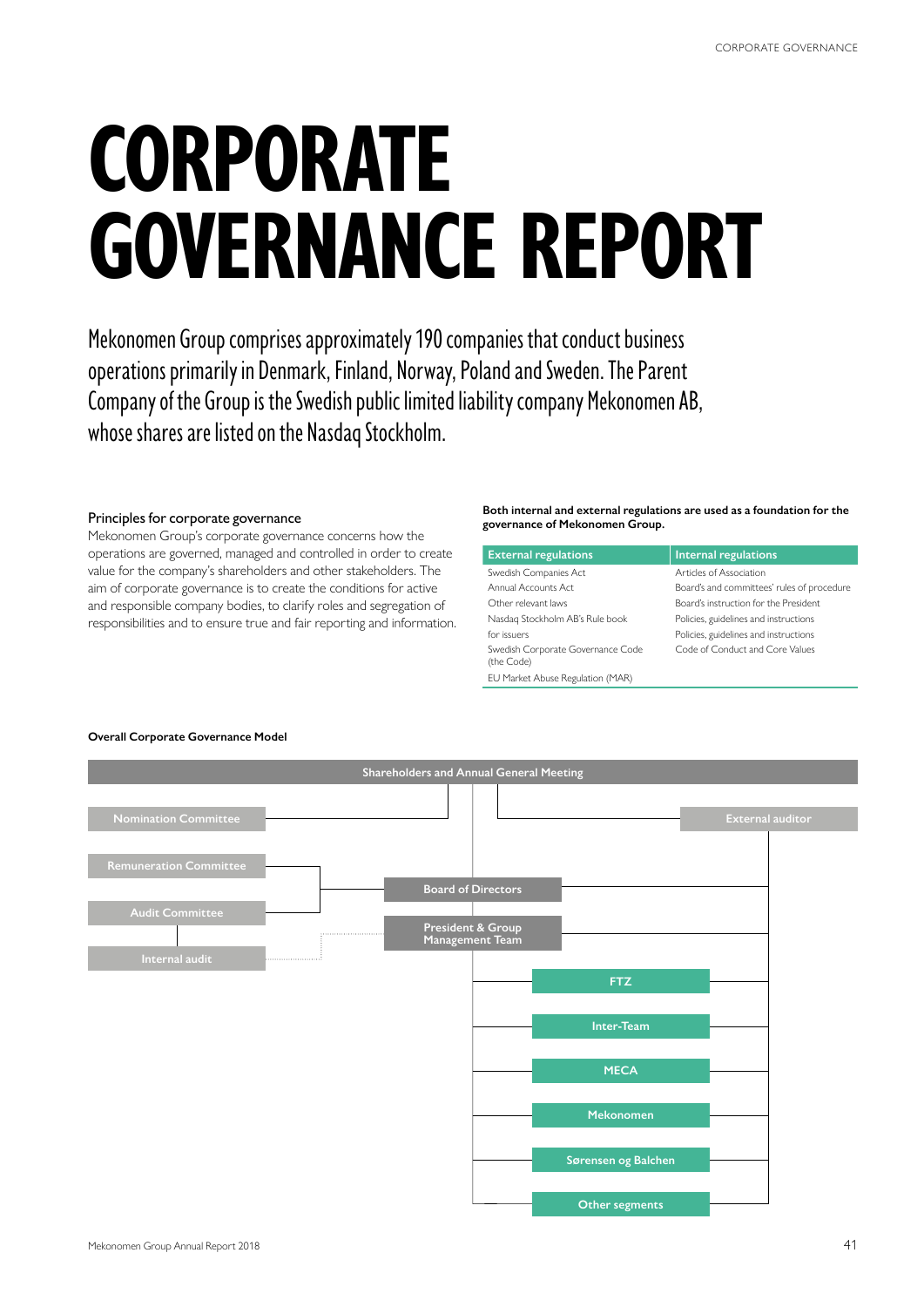# CORPORATE GOVERNANCE REPORT

Mekonomen Group comprises approximately 190 companies that conduct business operations primarily in Denmark, Finland, Norway, Poland and Sweden. The Parent Company of the Group is the Swedish public limited liability company Mekonomen AB, whose shares are listed on the Nasdaq Stockholm.

### Principles for corporate governance

Mekonomen Group's corporate governance concerns how the operations are governed, managed and controlled in order to create value for the company's shareholders and other stakeholders. The aim of corporate governance is to create the conditions for active and responsible company bodies, to clarify roles and segregation of responsibilities and to ensure true and fair reporting and information.

**Both internal and external regulations are used as a foundation for the governance of Mekonomen Group.**

| External regulations | Internal regulations |
|---|---|
| Swedish Companies Act | Articles of Association |
| Annual Accounts Act | Board's and committees' rules of procedure |
| Other relevant laws | Board's instruction for the President |
| Nasdaq Stockholm AB's Rule book for issuers | Policies, guidelines and instructions |
| Swedish Corporate Governance Code (the Code) | Code of Conduct and Core Values |
| EU Market Abuse Regulation (MAR) | |

**Overall Corporate Governance Model**

- Shareholders and Annual General Meeting
  - Nomination Committee
  - External auditor
  - Board of Directors
    - Remuneration Committee
    - Audit Committee
      - Internal audit
    - President & Group Management Team
      - FTZ
      - Inter-Team
      - MECA
      - Mekonomen
      - Sørensen og Balchen
      - Other segments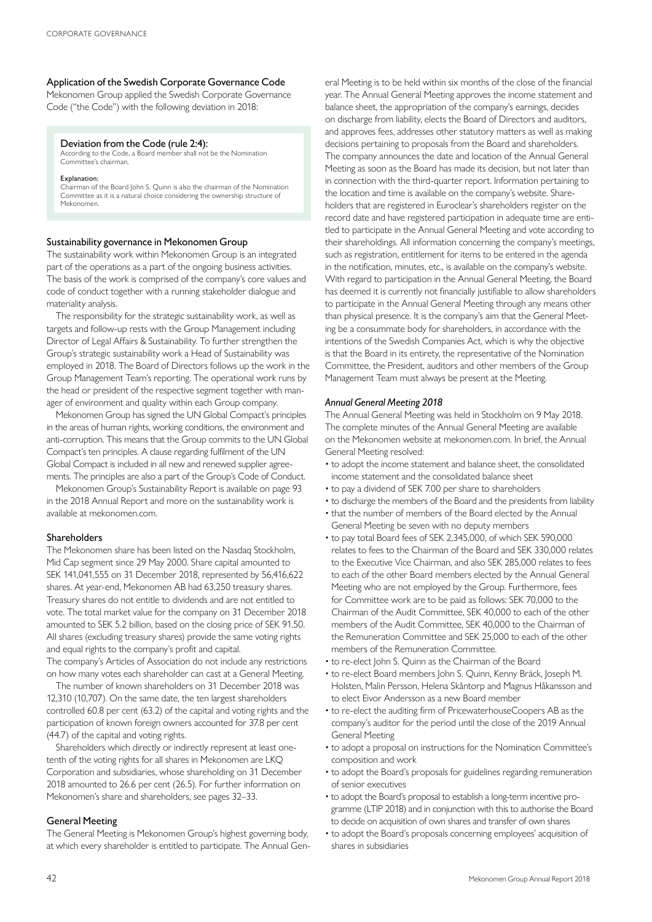## Application of the Swedish Corporate Governance Code

Mekonomen Group applied the Swedish Corporate Governance Code ("the Code") with the following deviation in 2018:

> **Deviation from the Code (rule 2:4):**
> According to the Code, a Board member shall not be the Nomination Committee's chairman.
>
> **Explanation:**
> Chairman of the Board John S. Quinn is also the chairman of the Nomination Committee as it is a natural choice considering the ownership structure of Mekonomen.

## Sustainability governance in Mekonomen Group

The sustainability work within Mekonomen Group is an integrated part of the operations as a part of the ongoing business activities. The basis of the work is comprised of the company's core values and code of conduct together with a running stakeholder dialogue and materiality analysis.

The responsibility for the strategic sustainability work, as well as targets and follow-up rests with the Group Management including Director of Legal Affairs & Sustainability. To further strengthen the Group's strategic sustainability work a Head of Sustainability was employed in 2018. The Board of Directors follows up the work in the Group Management Team's reporting. The operational work runs by the head or president of the respective segment together with manager of environment and quality within each Group company.

Mekonomen Group has signed the UN Global Compact's principles in the areas of human rights, working conditions, the environment and anti-corruption. This means that the Group commits to the UN Global Compact's ten principles. A clause regarding fulfilment of the UN Global Compact is included in all new and renewed supplier agreements. The principles are also a part of the Group's Code of Conduct.

Mekonomen Group's Sustainability Report is available on page 93 in the 2018 Annual Report and more on the sustainability work is available at mekonomen.com.

## Shareholders

The Mekonomen share has been listed on the Nasdaq Stockholm, Mid Cap segment since 29 May 2000. Share capital amounted to SEK 141,041,555 on 31 December 2018, represented by 56,416,622 shares. At year-end, Mekonomen AB had 63,250 treasury shares. Treasury shares do not entitle to dividends and are not entitled to vote. The total market value for the company on 31 December 2018 amounted to SEK 5.2 billion, based on the closing price of SEK 91.50. All shares (excluding treasury shares) provide the same voting rights and equal rights to the company's profit and capital.

The company's Articles of Association do not include any restrictions on how many votes each shareholder can cast at a General Meeting.

The number of known shareholders on 31 December 2018 was 12,310 (10,707). On the same date, the ten largest shareholders controlled 60.8 per cent (63.2) of the capital and voting rights and the participation of known foreign owners accounted for 37.8 per cent (44.7) of the capital and voting rights.

Shareholders which directly or indirectly represent at least one-tenth of the voting rights for all shares in Mekonomen are LKQ Corporation and subsidiaries, whose shareholding on 31 December 2018 amounted to 26.6 per cent (26.5). For further information on Mekonomen's share and shareholders, see pages 32–33.

## General Meeting

The General Meeting is Mekonomen Group's highest governing body, at which every shareholder is entitled to participate. The Annual General Meeting is to be held within six months of the close of the financial year. The Annual General Meeting approves the income statement and balance sheet, the appropriation of the company's earnings, decides on discharge from liability, elects the Board of Directors and auditors, and approves fees, addresses other statutory matters as well as making decisions pertaining to proposals from the Board and shareholders. The company announces the date and location of the Annual General Meeting as soon as the Board has made its decision, but not later than in connection with the third-quarter report. Information pertaining to the location and time is available on the company's website. Shareholders that are registered in Euroclear's shareholders register on the record date and have registered participation in adequate time are entitled to participate in the Annual General Meeting and vote according to their shareholdings. All information concerning the company's meetings, such as registration, entitlement for items to be entered in the agenda in the notification, minutes, etc., is available on the company's website. With regard to participation in the Annual General Meeting, the Board has deemed it is currently not financially justifiable to allow shareholders to participate in the Annual General Meeting through any means other than physical presence. It is the company's aim that the General Meeting be a consummate body for shareholders, in accordance with the intentions of the Swedish Companies Act, which is why the objective is that the Board in its entirety, the representative of the Nomination Committee, the President, auditors and other members of the Group Management Team must always be present at the Meeting.

### *Annual General Meeting 2018*

The Annual General Meeting was held in Stockholm on 9 May 2018. The complete minutes of the Annual General Meeting are available on the Mekonomen website at mekonomen.com. In brief, the Annual General Meeting resolved:

- to adopt the income statement and balance sheet, the consolidated income statement and the consolidated balance sheet
- to pay a dividend of SEK 7.00 per share to shareholders
- to discharge the members of the Board and the presidents from liability
- that the number of members of the Board elected by the Annual General Meeting be seven with no deputy members
- to pay total Board fees of SEK 2,345,000, of which SEK 590,000 relates to fees to the Chairman of the Board and SEK 330,000 relates to the Executive Vice Chairman, and also SEK 285,000 relates to fees to each of the other Board members elected by the Annual General Meeting who are not employed by the Group. Furthermore, fees for Committee work are to be paid as follows: SEK 70,000 to the Chairman of the Audit Committee, SEK 40,000 to each of the other members of the Audit Committee, SEK 40,000 to the Chairman of the Remuneration Committee and SEK 25,000 to each of the other members of the Remuneration Committee.
- to re-elect John S. Quinn as the Chairman of the Board
- to re-elect Board members John S. Quinn, Kenny Bräck, Joseph M. Holsten, Malin Persson, Helena Skåntorp and Magnus Håkansson and to elect Eivor Andersson as a new Board member
- to re-elect the auditing firm of PricewaterhouseCoopers AB as the company's auditor for the period until the close of the 2019 Annual General Meeting
- to adopt a proposal on instructions for the Nomination Committee's composition and work
- to adopt the Board's proposals for guidelines regarding remuneration of senior executives
- to adopt the Board's proposal to establish a long-term incentive programme (LTIP 2018) and in conjunction with this to authorise the Board to decide on acquisition of own shares and transfer of own shares
- to adopt the Board's proposals concerning employees' acquisition of shares in subsidiaries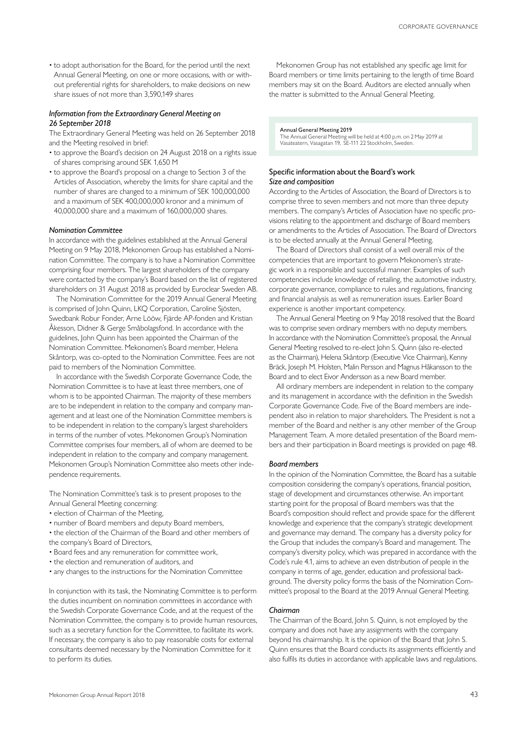- to adopt authorisation for the Board, for the period until the next Annual General Meeting, on one or more occasions, with or without preferential rights for shareholders, to make decisions on new share issues of not more than 3,590,149 shares

### *Information from the Extraordinary General Meeting on 26 September 2018*

The Extraordinary General Meeting was held on 26 September 2018 and the Meeting resolved in brief:

- to approve the Board's decision on 24 August 2018 on a rights issue of shares comprising around SEK 1,650 M
- to approve the Board's proposal on a change to Section 3 of the Articles of Association, whereby the limits for share capital and the number of shares are changed to a minimum of SEK 100,000,000 and a maximum of SEK 400,000,000 kronor and a minimum of 40,000,000 share and a maximum of 160,000,000 shares.

### *Nomination Committee*

In accordance with the guidelines established at the Annual General Meeting on 9 May 2018, Mekonomen Group has established a Nomination Committee. The company is to have a Nomination Committee comprising four members. The largest shareholders of the company were contacted by the company's Board based on the list of registered shareholders on 31 August 2018 as provided by Euroclear Sweden AB.

The Nomination Committee for the 2019 Annual General Meeting is comprised of John Quinn, LKQ Corporation, Caroline Sjösten, Swedbank Robur Fonder, Arne Lööw, Fjärde AP-fonden and Kristian Åkesson, Didner & Gerge Småbolagsfond. In accordance with the guidelines, John Quinn has been appointed the Chairman of the Nomination Committee. Mekonomen's Board member, Helena Skåntorp, was co-opted to the Nomination Committee. Fees are not paid to members of the Nomination Committee.

In accordance with the Swedish Corporate Governance Code, the Nomination Committee is to have at least three members, one of whom is to be appointed Chairman. The majority of these members are to be independent in relation to the company and company management and at least one of the Nomination Committee members is to be independent in relation to the company's largest shareholders in terms of the number of votes. Mekonomen Group's Nomination Committee comprises four members, all of whom are deemed to be independent in relation to the company and company management. Mekonomen Group's Nomination Committee also meets other independence requirements.

The Nomination Committee's task is to present proposes to the Annual General Meeting concerning:

- election of Chairman of the Meeting,
- number of Board members and deputy Board members,
- the election of the Chairman of the Board and other members of the company's Board of Directors,
- Board fees and any remuneration for committee work,
- the election and remuneration of auditors, and
- any changes to the instructions for the Nomination Committee

In conjunction with its task, the Nominating Committee is to perform the duties incumbent on nomination committees in accordance with the Swedish Corporate Governance Code, and at the request of the Nomination Committee, the company is to provide human resources, such as a secretary function for the Committee, to facilitate its work. If necessary, the company is also to pay reasonable costs for external consultants deemed necessary by the Nomination Committee for it to perform its duties.

Mekonomen Group has not established any specific age limit for Board members or time limits pertaining to the length of time Board members may sit on the Board. Auditors are elected annually when the matter is submitted to the Annual General Meeting.

**Annual General Meeting 2019**
The Annual General Meeting will be held at 4:00 p.m. on 2 May 2019 at Vasateatern, Vasagatan 19, SE-111 22 Stockholm, Sweden.

## Specific information about the Board's work

### *Size and composition*

According to the Articles of Association, the Board of Directors is to comprise three to seven members and not more than three deputy members. The company's Articles of Association have no specific provisions relating to the appointment and discharge of Board members or amendments to the Articles of Association. The Board of Directors is to be elected annually at the Annual General Meeting.

The Board of Directors shall consist of a well overall mix of the competencies that are important to govern Mekonomen's strategic work in a responsible and successful manner. Examples of such competencies include knowledge of retailing, the automotive industry, corporate governance, compliance to rules and regulations, financing and financial analysis as well as remuneration issues. Earlier Board experience is another important competency.

The Annual General Meeting on 9 May 2018 resolved that the Board was to comprise seven ordinary members with no deputy members. In accordance with the Nomination Committee's proposal, the Annual General Meeting resolved to re-elect John S. Quinn (also re-elected as the Chairman), Helena Skåntorp (Executive Vice Chairman), Kenny Bräck, Joseph M. Holsten, Malin Persson and Magnus Håkansson to the Board and to elect Eivor Andersson as a new Board member.

All ordinary members are independent in relation to the company and its management in accordance with the definition in the Swedish Corporate Governance Code. Five of the Board members are independent also in relation to major shareholders. The President is not a member of the Board and neither is any other member of the Group Management Team. A more detailed presentation of the Board members and their participation in Board meetings is provided on page 48.

### *Board members*

In the opinion of the Nomination Committee, the Board has a suitable composition considering the company's operations, financial position, stage of development and circumstances otherwise. An important starting point for the proposal of Board members was that the Board's composition should reflect and provide space for the different knowledge and experience that the company's strategic development and governance may demand. The company has a diversity policy for the Group that includes the company's Board and management. The company's diversity policy, which was prepared in accordance with the Code's rule 4.1, aims to achieve an even distribution of people in the company in terms of age, gender, education and professional background. The diversity policy forms the basis of the Nomination Committee's proposal to the Board at the 2019 Annual General Meeting.

### *Chairman*

The Chairman of the Board, John S. Quinn, is not employed by the company and does not have any assignments with the company beyond his chairmanship. It is the opinion of the Board that John S. Quinn ensures that the Board conducts its assignments efficiently and also fulfils its duties in accordance with applicable laws and regulations.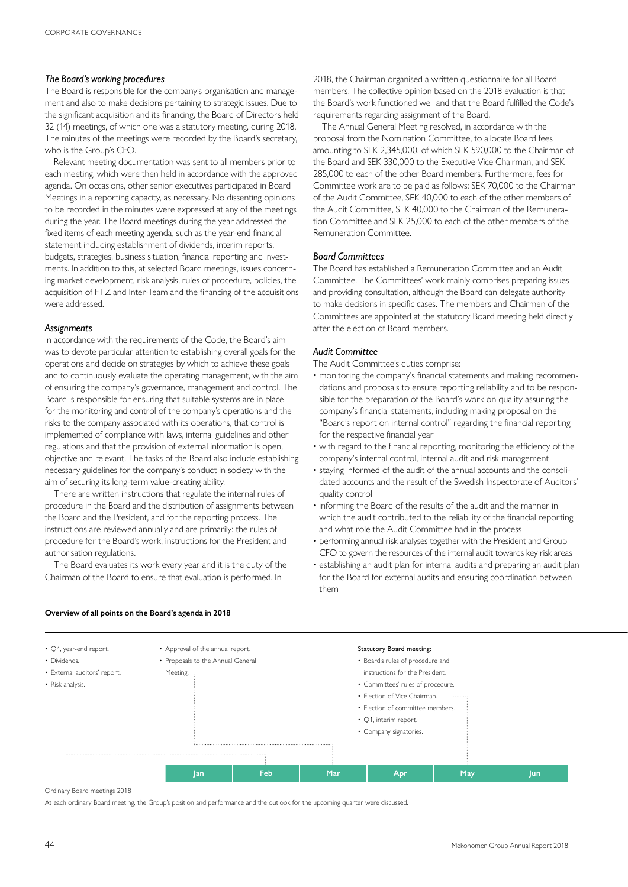### *The Board's working procedures*

The Board is responsible for the company's organisation and management and also to make decisions pertaining to strategic issues. Due to the significant acquisition and its financing, the Board of Directors held 32 (14) meetings, of which one was a statutory meeting, during 2018. The minutes of the meetings were recorded by the Board's secretary, who is the Group's CFO.

Relevant meeting documentation was sent to all members prior to each meeting, which were then held in accordance with the approved agenda. On occasions, other senior executives participated in Board Meetings in a reporting capacity, as necessary. No dissenting opinions to be recorded in the minutes were expressed at any of the meetings during the year. The Board meetings during the year addressed the fixed items of each meeting agenda, such as the year-end financial statement including establishment of dividends, interim reports, budgets, strategies, business situation, financial reporting and investments. In addition to this, at selected Board meetings, issues concerning market development, risk analysis, rules of procedure, policies, the acquisition of FTZ and Inter-Team and the financing of the acquisitions were addressed.

### *Assignments*

In accordance with the requirements of the Code, the Board's aim was to devote particular attention to establishing overall goals for the operations and decide on strategies by which to achieve these goals and to continuously evaluate the operating management, with the aim of ensuring the company's governance, management and control. The Board is responsible for ensuring that suitable systems are in place for the monitoring and control of the company's operations and the risks to the company associated with its operations, that control is implemented of compliance with laws, internal guidelines and other regulations and that the provision of external information is open, objective and relevant. The tasks of the Board also include establishing necessary guidelines for the company's conduct in society with the aim of securing its long-term value-creating ability.

There are written instructions that regulate the internal rules of procedure in the Board and the distribution of assignments between the Board and the President, and for the reporting process. The instructions are reviewed annually and are primarily: the rules of procedure for the Board's work, instructions for the President and authorisation regulations.

The Board evaluates its work every year and it is the duty of the Chairman of the Board to ensure that evaluation is performed. In 2018, the Chairman organised a written questionnaire for all Board members. The collective opinion based on the 2018 evaluation is that the Board's work functioned well and that the Board fulfilled the Code's requirements regarding assignment of the Board.

The Annual General Meeting resolved, in accordance with the proposal from the Nomination Committee, to allocate Board fees amounting to SEK 2,345,000, of which SEK 590,000 to the Chairman of the Board and SEK 330,000 to the Executive Vice Chairman, and SEK 285,000 to each of the other Board members. Furthermore, fees for Committee work are to be paid as follows: SEK 70,000 to the Chairman of the Audit Committee, SEK 40,000 to each of the other members of the Audit Committee, SEK 40,000 to the Chairman of the Remuneration Committee and SEK 25,000 to each of the other members of the Remuneration Committee.

### *Board Committees*

The Board has established a Remuneration Committee and an Audit Committee. The Committees' work mainly comprises preparing issues and providing consultation, although the Board can delegate authority to make decisions in specific cases. The members and Chairmen of the Committees are appointed at the statutory Board meeting held directly after the election of Board members.

### *Audit Committee*

The Audit Committee's duties comprise:

- monitoring the company's financial statements and making recommendations and proposals to ensure reporting reliability and to be responsible for the preparation of the Board's work on quality assuring the company's financial statements, including making proposal on the "Board's report on internal control" regarding the financial reporting for the respective financial year
- with regard to the financial reporting, monitoring the efficiency of the company's internal control, internal audit and risk management
- staying informed of the audit of the annual accounts and the consolidated accounts and the result of the Swedish Inspectorate of Auditors' quality control
- informing the Board of the results of the audit and the manner in which the audit contributed to the reliability of the financial reporting and what role the Audit Committee had in the process
- performing annual risk analyses together with the President and Group CFO to govern the resources of the internal audit towards key risk areas
- establishing an audit plan for internal audits and preparing an audit plan for the Board for external audits and ensuring coordination between them

**Overview of all points on the Board's agenda in 2018**

**Jan**
- Q4, year-end report.
- Dividends.
- External auditors' report.
- Risk analysis.

**Feb**
- Approval of the annual report.
- Proposals to the Annual General Meeting.

**May – Statutory Board meeting:**
- Board's rules of procedure and instructions for the President.
- Committees' rules of procedure.
- Election of Vice Chairman.
- Election of committee members.
- Q1, interim report.
- Company signatories.

| Jan | Feb | Mar | Apr | May | Jun |
|---|---|---|---|---|---|

Ordinary Board meetings 2018

At each ordinary Board meeting, the Group's position and performance and the outlook for the upcoming quarter were discussed.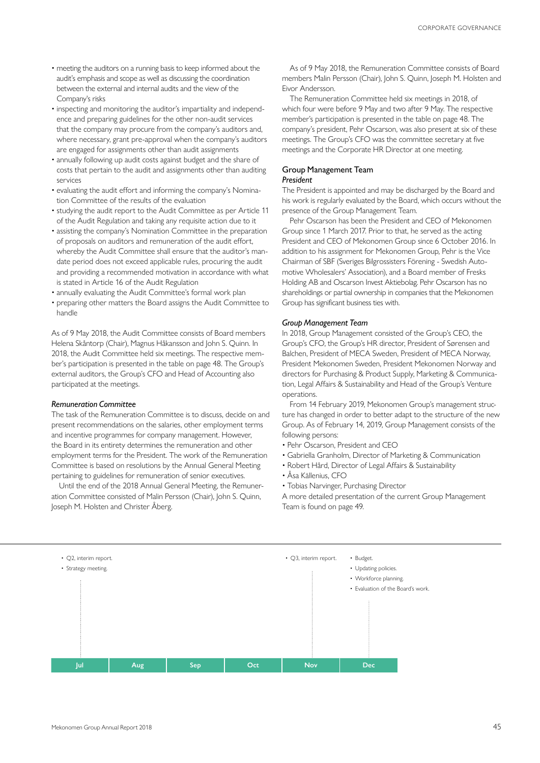- meeting the auditors on a running basis to keep informed about the audit's emphasis and scope as well as discussing the coordination between the external and internal audits and the view of the Company's risks
- inspecting and monitoring the auditor's impartiality and independence and preparing guidelines for the other non-audit services that the company may procure from the company's auditors and, where necessary, grant pre-approval when the company's auditors are engaged for assignments other than audit assignments
- annually following up audit costs against budget and the share of costs that pertain to the audit and assignments other than auditing services
- evaluating the audit effort and informing the company's Nomination Committee of the results of the evaluation
- studying the audit report to the Audit Committee as per Article 11 of the Audit Regulation and taking any requisite action due to it
- assisting the company's Nomination Committee in the preparation of proposals on auditors and remuneration of the audit effort, whereby the Audit Committee shall ensure that the auditor's mandate period does not exceed applicable rules, procuring the audit and providing a recommended motivation in accordance with what is stated in Article 16 of the Audit Regulation
- annually evaluating the Audit Committee's formal work plan
- preparing other matters the Board assigns the Audit Committee to handle

As of 9 May 2018, the Audit Committee consists of Board members Helena Skåntorp (Chair), Magnus Håkansson and John S. Quinn. In 2018, the Audit Committee held six meetings. The respective member's participation is presented in the table on page 48. The Group's external auditors, the Group's CFO and Head of Accounting also participated at the meetings.

#### *Remuneration Committee*

The task of the Remuneration Committee is to discuss, decide on and present recommendations on the salaries, other employment terms and incentive programmes for company management. However, the Board in its entirety determines the remuneration and other employment terms for the President. The work of the Remuneration Committee is based on resolutions by the Annual General Meeting pertaining to guidelines for remuneration of senior executives.

Until the end of the 2018 Annual General Meeting, the Remuneration Committee consisted of Malin Persson (Chair), John S. Quinn, Joseph M. Holsten and Christer Åberg.

As of 9 May 2018, the Remuneration Committee consists of Board members Malin Persson (Chair), John S. Quinn, Joseph M. Holsten and Eivor Andersson.

The Remuneration Committee held six meetings in 2018, of which four were before 9 May and two after 9 May. The respective member's participation is presented in the table on page 48. The company's president, Pehr Oscarson, was also present at six of these meetings. The Group's CFO was the committee secretary at five meetings and the Corporate HR Director at one meeting.

### Group Management Team

#### *President*

The President is appointed and may be discharged by the Board and his work is regularly evaluated by the Board, which occurs without the presence of the Group Management Team.

Pehr Oscarson has been the President and CEO of Mekonomen Group since 1 March 2017. Prior to that, he served as the acting President and CEO of Mekonomen Group since 6 October 2016. In addition to his assignment for Mekonomen Group, Pehr is the Vice Chairman of SBF (Sveriges Bilgrossisters Förening - Swedish Automotive Wholesalers' Association), and a Board member of Fresks Holding AB and Oscarson Invest Aktiebolag. Pehr Oscarson has no shareholdings or partial ownership in companies that the Mekonomen Group has significant business ties with.

#### *Group Management Team*

In 2018, Group Management consisted of the Group's CEO, the Group's CFO, the Group's HR director, President of Sørensen and Balchen, President of MECA Sweden, President of MECA Norway, President Mekonomen Sweden, President Mekonomen Norway and directors for Purchasing & Product Supply, Marketing & Communication, Legal Affairs & Sustainability and Head of the Group's Venture operations.

From 14 February 2019, Mekonomen Group's management structure has changed in order to better adapt to the structure of the new Group. As of February 14, 2019, Group Management consists of the following persons:

- Pehr Oscarson, President and CEO
- Gabriella Granholm, Director of Marketing & Communication
- Robert Hård, Director of Legal Affairs & Sustainability
- Åsa Källenius, CFO
- Tobias Narvinger, Purchasing Director

A more detailed presentation of the current Group Management Team is found on page 49.

| Jul | Aug | Sep | Oct | Nov | Dec |
|---|---|---|---|---|---|
| • Q2, interim report.<br>• Strategy meeting. | | | | • Q3, interim report. | • Budget.<br>• Updating policies.<br>• Workforce planning.<br>• Evaluation of the Board's work. |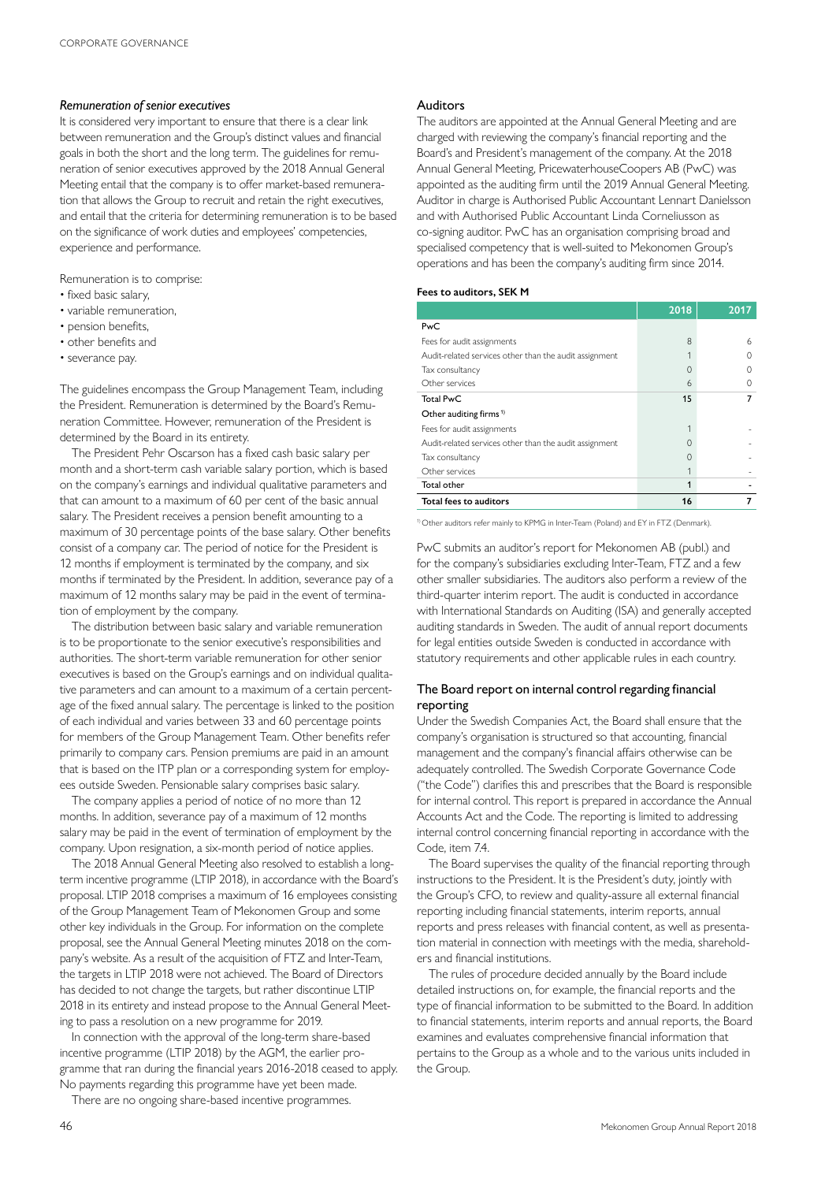*Remuneration of senior executives*

It is considered very important to ensure that there is a clear link between remuneration and the Group's distinct values and financial goals in both the short and the long term. The guidelines for remuneration of senior executives approved by the 2018 Annual General Meeting entail that the company is to offer market-based remuneration that allows the Group to recruit and retain the right executives, and entail that the criteria for determining remuneration is to be based on the significance of work duties and employees' competencies, experience and performance.

Remuneration is to comprise:

- fixed basic salary,
- variable remuneration,
- pension benefits,
- other benefits and
- severance pay.

The guidelines encompass the Group Management Team, including the President. Remuneration is determined by the Board's Remuneration Committee. However, remuneration of the President is determined by the Board in its entirety.

The President Pehr Oscarson has a fixed cash basic salary per month and a short-term cash variable salary portion, which is based on the company's earnings and individual qualitative parameters and that can amount to a maximum of 60 per cent of the basic annual salary. The President receives a pension benefit amounting to a maximum of 30 percentage points of the base salary. Other benefits consist of a company car. The period of notice for the President is 12 months if employment is terminated by the company, and six months if terminated by the President. In addition, severance pay of a maximum of 12 months salary may be paid in the event of termination of employment by the company.

The distribution between basic salary and variable remuneration is to be proportionate to the senior executive's responsibilities and authorities. The short-term variable remuneration for other senior executives is based on the Group's earnings and on individual qualitative parameters and can amount to a maximum of a certain percentage of the fixed annual salary. The percentage is linked to the position of each individual and varies between 33 and 60 percentage points for members of the Group Management Team. Other benefits refer primarily to company cars. Pension premiums are paid in an amount that is based on the ITP plan or a corresponding system for employees outside Sweden. Pensionable salary comprises basic salary.

The company applies a period of notice of no more than 12 months. In addition, severance pay of a maximum of 12 months salary may be paid in the event of termination of employment by the company. Upon resignation, a six-month period of notice applies.

The 2018 Annual General Meeting also resolved to establish a long-term incentive programme (LTIP 2018), in accordance with the Board's proposal. LTIP 2018 comprises a maximum of 16 employees consisting of the Group Management Team of Mekonomen Group and some other key individuals in the Group. For information on the complete proposal, see the Annual General Meeting minutes 2018 on the company's website. As a result of the acquisition of FTZ and Inter-Team, the targets in LTIP 2018 were not achieved. The Board of Directors has decided to not change the targets, but rather discontinue LTIP 2018 in its entirety and instead propose to the Annual General Meeting to pass a resolution on a new programme for 2019.

In connection with the approval of the long-term share-based incentive programme (LTIP 2018) by the AGM, the earlier programme that ran during the financial years 2016-2018 ceased to apply. No payments regarding this programme have yet been made.

There are no ongoing share-based incentive programmes.

## Auditors

The auditors are appointed at the Annual General Meeting and are charged with reviewing the company's financial reporting and the Board's and President's management of the company. At the 2018 Annual General Meeting, PricewaterhouseCoopers AB (PwC) was appointed as the auditing firm until the 2019 Annual General Meeting. Auditor in charge is Authorised Public Accountant Lennart Danielsson and with Authorised Public Accountant Linda Corneliusson as co-signing auditor. PwC has an organisation comprising broad and specialised competency that is well-suited to Mekonomen Group's operations and has been the company's auditing firm since 2014.

**Fees to auditors, SEK M**

| | 2018 | 2017 |
|---|---|---|
| PwC | | |
| Fees for audit assignments | 8 | 6 |
| Audit-related services other than the audit assignment | 1 | 0 |
| Tax consultancy | 0 | 0 |
| Other services | 6 | 0 |
| **Total PwC** | **15** | **7** |
| Other auditing firms [1] | | |
| Fees for audit assignments | 1 | - |
| Audit-related services other than the audit assignment | 0 | - |
| Tax consultancy | 0 | - |
| Other services | 1 | - |
| **Total other** | **1** | **-** |
| **Total fees to auditors** | **16** | **7** |

[1] Other auditors refer mainly to KPMG in Inter-Team (Poland) and EY in FTZ (Denmark).

PwC submits an auditor's report for Mekonomen AB (publ.) and for the company's subsidiaries excluding Inter-Team, FTZ and a few other smaller subsidiaries. The auditors also perform a review of the third-quarter interim report. The audit is conducted in accordance with International Standards on Auditing (ISA) and generally accepted auditing standards in Sweden. The audit of annual report documents for legal entities outside Sweden is conducted in accordance with statutory requirements and other applicable rules in each country.

## The Board report on internal control regarding financial reporting

Under the Swedish Companies Act, the Board shall ensure that the company's organisation is structured so that accounting, financial management and the company's financial affairs otherwise can be adequately controlled. The Swedish Corporate Governance Code ("the Code") clarifies this and prescribes that the Board is responsible for internal control. This report is prepared in accordance the Annual Accounts Act and the Code. The reporting is limited to addressing internal control concerning financial reporting in accordance with the Code, item 7.4.

The Board supervises the quality of the financial reporting through instructions to the President. It is the President's duty, jointly with the Group's CFO, to review and quality-assure all external financial reporting including financial statements, interim reports, annual reports and press releases with financial content, as well as presentation material in connection with meetings with the media, shareholders and financial institutions.

The rules of procedure decided annually by the Board include detailed instructions on, for example, the financial reports and the type of financial information to be submitted to the Board. In addition to financial statements, interim reports and annual reports, the Board examines and evaluates comprehensive financial information that pertains to the Group as a whole and to the various units included in the Group.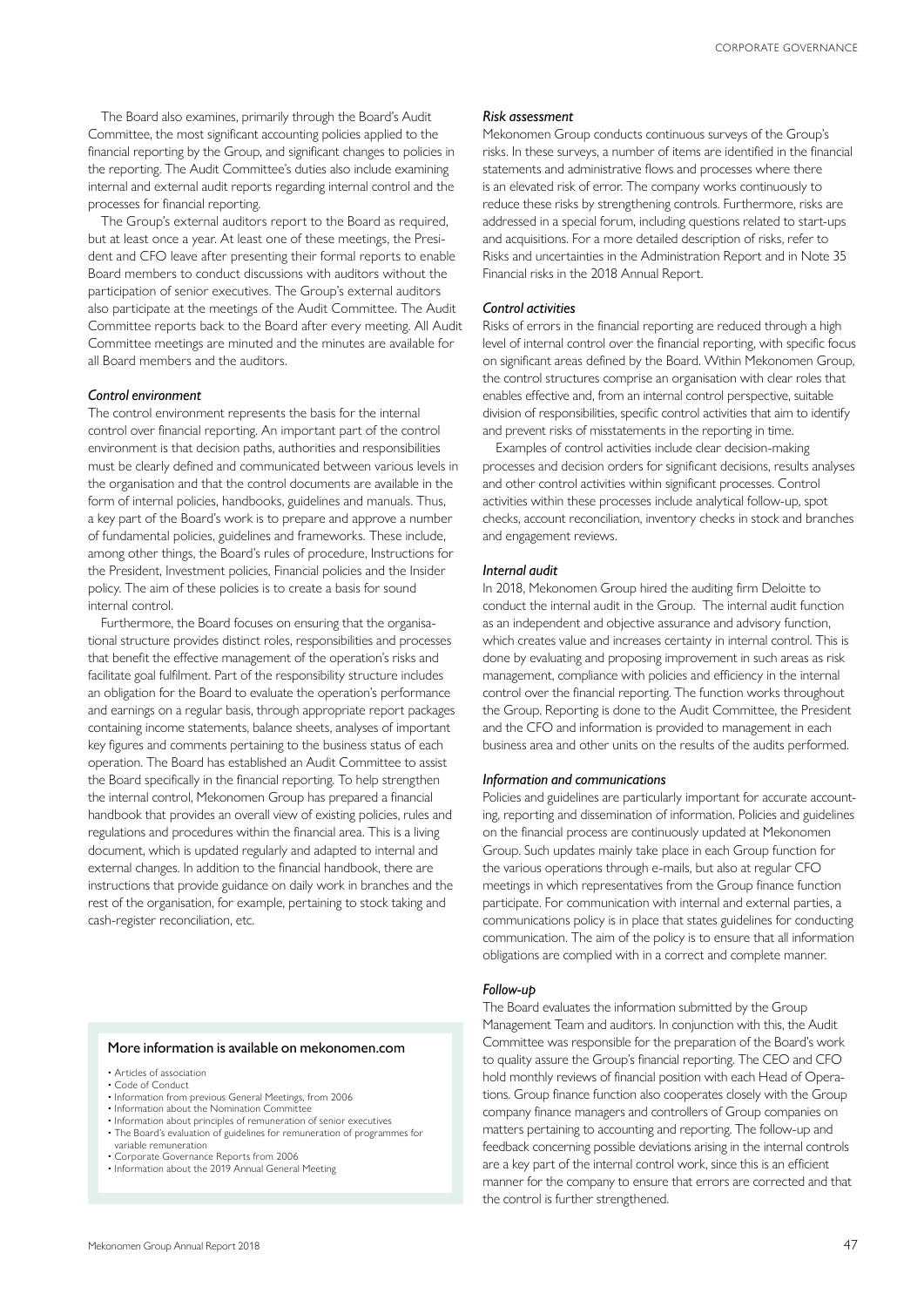The Board also examines, primarily through the Board's Audit Committee, the most significant accounting policies applied to the financial reporting by the Group, and significant changes to policies in the reporting. The Audit Committee's duties also include examining internal and external audit reports regarding internal control and the processes for financial reporting.

The Group's external auditors report to the Board as required, but at least once a year. At least one of these meetings, the President and CFO leave after presenting their formal reports to enable Board members to conduct discussions with auditors without the participation of senior executives. The Group's external auditors also participate at the meetings of the Audit Committee. The Audit Committee reports back to the Board after every meeting. All Audit Committee meetings are minuted and the minutes are available for all Board members and the auditors.

### *Control environment*

The control environment represents the basis for the internal control over financial reporting. An important part of the control environment is that decision paths, authorities and responsibilities must be clearly defined and communicated between various levels in the organisation and that the control documents are available in the form of internal policies, handbooks, guidelines and manuals. Thus, a key part of the Board's work is to prepare and approve a number of fundamental policies, guidelines and frameworks. These include, among other things, the Board's rules of procedure, Instructions for the President, Investment policies, Financial policies and the Insider policy. The aim of these policies is to create a basis for sound internal control.

Furthermore, the Board focuses on ensuring that the organisational structure provides distinct roles, responsibilities and processes that benefit the effective management of the operation's risks and facilitate goal fulfilment. Part of the responsibility structure includes an obligation for the Board to evaluate the operation's performance and earnings on a regular basis, through appropriate report packages containing income statements, balance sheets, analyses of important key figures and comments pertaining to the business status of each operation. The Board has established an Audit Committee to assist the Board specifically in the financial reporting. To help strengthen the internal control, Mekonomen Group has prepared a financial handbook that provides an overall view of existing policies, rules and regulations and procedures within the financial area. This is a living document, which is updated regularly and adapted to internal and external changes. In addition to the financial handbook, there are instructions that provide guidance on daily work in branches and the rest of the organisation, for example, pertaining to stock taking and cash-register reconciliation, etc.

### *Risk assessment*

Mekonomen Group conducts continuous surveys of the Group's risks. In these surveys, a number of items are identified in the financial statements and administrative flows and processes where there is an elevated risk of error. The company works continuously to reduce these risks by strengthening controls. Furthermore, risks are addressed in a special forum, including questions related to start-ups and acquisitions. For a more detailed description of risks, refer to Risks and uncertainties in the Administration Report and in Note 35 Financial risks in the 2018 Annual Report.

### *Control activities*

Risks of errors in the financial reporting are reduced through a high level of internal control over the financial reporting, with specific focus on significant areas defined by the Board. Within Mekonomen Group, the control structures comprise an organisation with clear roles that enables effective and, from an internal control perspective, suitable division of responsibilities, specific control activities that aim to identify and prevent risks of misstatements in the reporting in time.

Examples of control activities include clear decision-making processes and decision orders for significant decisions, results analyses and other control activities within significant processes. Control activities within these processes include analytical follow-up, spot checks, account reconciliation, inventory checks in stock and branches and engagement reviews.

### *Internal audit*

In 2018, Mekonomen Group hired the auditing firm Deloitte to conduct the internal audit in the Group. The internal audit function as an independent and objective assurance and advisory function, which creates value and increases certainty in internal control. This is done by evaluating and proposing improvement in such areas as risk management, compliance with policies and efficiency in the internal control over the financial reporting. The function works throughout the Group. Reporting is done to the Audit Committee, the President and the CFO and information is provided to management in each business area and other units on the results of the audits performed.

### *Information and communications*

Policies and guidelines are particularly important for accurate accounting, reporting and dissemination of information. Policies and guidelines on the financial process are continuously updated at Mekonomen Group. Such updates mainly take place in each Group function for the various operations through e-mails, but also at regular CFO meetings in which representatives from the Group finance function participate. For communication with internal and external parties, a communications policy is in place that states guidelines for conducting communication. The aim of the policy is to ensure that all information obligations are complied with in a correct and complete manner.

### *Follow-up*

The Board evaluates the information submitted by the Group Management Team and auditors. In conjunction with this, the Audit Committee was responsible for the preparation of the Board's work to quality assure the Group's financial reporting. The CEO and CFO hold monthly reviews of financial position with each Head of Operations. Group finance function also cooperates closely with the Group company finance managers and controllers of Group companies on matters pertaining to accounting and reporting. The follow-up and feedback concerning possible deviations arising in the internal controls are a key part of the internal control work, since this is an efficient manner for the company to ensure that errors are corrected and that the control is further strengthened.

### More information is available on mekonomen.com

- Articles of association
- Code of Conduct
- Information from previous General Meetings, from 2006
- Information about the Nomination Committee
- Information about principles of remuneration of senior executives
- The Board's evaluation of guidelines for remuneration of programmes for variable remuneration
- Corporate Governance Reports from 2006
- Information about the 2019 Annual General Meeting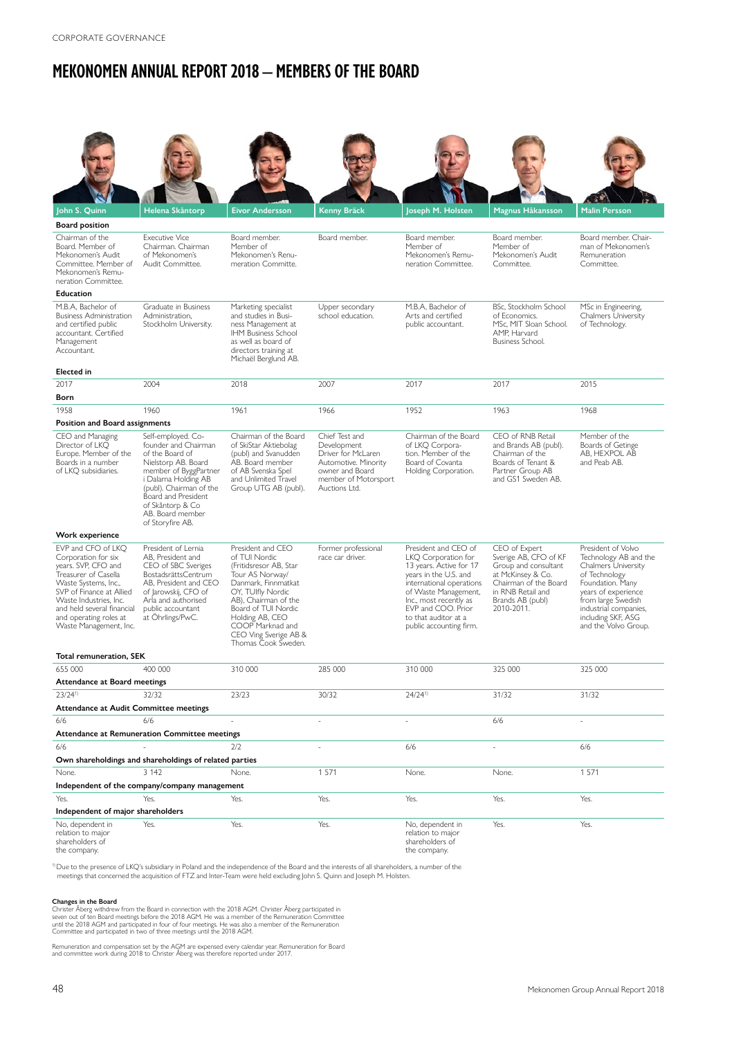# MEKONOMEN ANNUAL REPORT 2018 – MEMBERS OF THE BOARD

| | John S. Quinn | Helena Skåntorp | Eivor Andersson | Kenny Bräck | Joseph M. Holsten | Magnus Håkansson | Malin Persson |
|---|---|---|---|---|---|---|---|
| **Board position** | Chairman of the Board. Member of Mekonomen's Audit Committee. Member of Mekonomen's Remuneration Committee. | Executive Vice Chairman. Chairman of Mekonomen's Audit Committee. | Board member. Member of Mekonomen's Remuneration Committe. | Board member. | Board member. Member of Mekonomen's Remuneration Committee. | Board member. Member of Mekonomen's Audit Committee. | Board member. Chairman of Mekonomen's Remuneration Committee. |
| **Education** | M.B.A, Bachelor of Business Administration and certified public accountant. Certified Management Accountant. | Graduate in Business Administration, Stockholm University. | Marketing specialist and studies in Business Management at IHM Business School as well as board of directors training at Michaël Berglund AB. | Upper secondary school education. | M.B.A, Bachelor of Arts and certified public accountant. | BSc, Stockholm School of Economics. MSc, MIT Sloan School. AMP, Harvard Business School. | MSc in Engineering, Chalmers University of Technology. |
| **Elected in** | 2017 | 2004 | 2018 | 2007 | 2017 | 2017 | 2015 |
| **Born** | 1958 | 1960 | 1961 | 1966 | 1952 | 1963 | 1968 |
| **Position and Board assignments** | CEO and Managing Director of LKQ Europe. Member of the Boards in a number of LKQ subsidiaries. | Self-employed. Co-founder and Chairman of the Board of Nielstorp AB. Board member of ByggPartner i Dalarna Holding AB (publ). Chairman of the Board and President of Skåntorp & Co AB. Board member of Storyfire AB. | Chairman of the Board of SkiStar Aktiebolag (publ) and Svanudden AB. Board member of AB Svenska Spel and Unlimited Travel Group UTG AB (publ). | Chief Test and Development Driver for McLaren Automotive. Minority owner and Board member of Motorsport Auctions Ltd. | Chairman of the Board of LKQ Corporation. Member of the Board of Covanta Holding Corporation. | CEO of RNB Retail and Brands AB (publ). Chairman of the Boards of Tenant & Partner Group AB and GS1 Sweden AB. | Member of the Boards of Getinge AB, HEXPOL AB and Peab AB. |
| **Work experience** | EVP and CFO of LKQ Corporation for six years. SVP, CFO and Treasurer of Casella Waste Systems, Inc., SVP of Finance at Allied Waste Industries, Inc. and held several financial and operating roles at Waste Management, Inc. | President of Lernia AB, President and CEO of SBC Sveriges BostadsrättsCentrum AB, President and CEO of Jarowskij, CFO of Arla and authorised public accountant at Öhrlings/PwC. | President and CEO of TUI Nordic (Fritidsresor AB, Star Tour AS Norway/Danmark, Finnmatkat OY, TUIfly Nordic AB), Chairman of the Board of TUI Nordic Holding AB, CEO COOP Marknad and CEO Ving Sverige AB & Thomas Cook Sweden. | Former professional race car driver. | President and CEO of LKQ Corporation for 13 years. Active for 17 years in the U.S. and international operations of Waste Management, Inc., most recently as EVP and COO. Prior to that auditor at a public accounting firm. | CEO of Expert Sverige AB, CFO of KF Group and consultant at McKinsey & Co. Chairman of the Board in RNB Retail and Brands AB (publ) 2010-2011. | President of Volvo Technology AB and the Chalmers University of Technology Foundation. Many years of experience from large Swedish industrial companies, including SKF, ASG and the Volvo Group. |
| **Total remuneration, SEK** | 655 000 | 400 000 | 310 000 | 285 000 | 310 000 | 325 000 | 325 000 |
| **Attendance at Board meetings** | 23/24[1] | 32/32 | 23/23 | 30/32 | 24/24[1] | 31/32 | 31/32 |
| **Attendance at Audit Committee meetings** | 6/6 | 6/6 | - | - | - | 6/6 | - |
| **Attendance at Remuneration Committee meetings** | 6/6 | - | 2/2 | - | 6/6 | - | 6/6 |
| **Own shareholdings and shareholdings of related parties** | None. | 3 142 | None. | 1 571 | None. | None. | 1 571 |
| **Independent of the company/company management** | Yes. | Yes. | Yes. | Yes. | Yes. | Yes. | Yes. |
| **Independent of major shareholders** | No, dependent in relation to major shareholders of the company. | Yes. | Yes. | Yes. | No, dependent in relation to major shareholders of the company. | Yes. | Yes. |

[1] Due to the presence of LKQ's subsidiary in Poland and the independence of the Board and the interests of all shareholders, a number of the meetings that concerned the acquisition of FTZ and Inter-Team were held excluding John S. Quinn and Joseph M. Holsten.

**Changes in the Board**

Christer Åberg withdrew from the Board in connection with the 2018 AGM. Christer Åberg participated in seven out of ten Board meetings before the 2018 AGM. He was a member of the Remuneration Committee until the 2018 AGM and participated in four of four meetings. He was also a member of the Remuneration Committee and participated in two of three meetings until the 2018 AGM.

Remuneration and compensation set by the AGM are expensed every calendar year. Remuneration for Board and committee work during 2018 to Christer Åberg was therefore reported under 2017.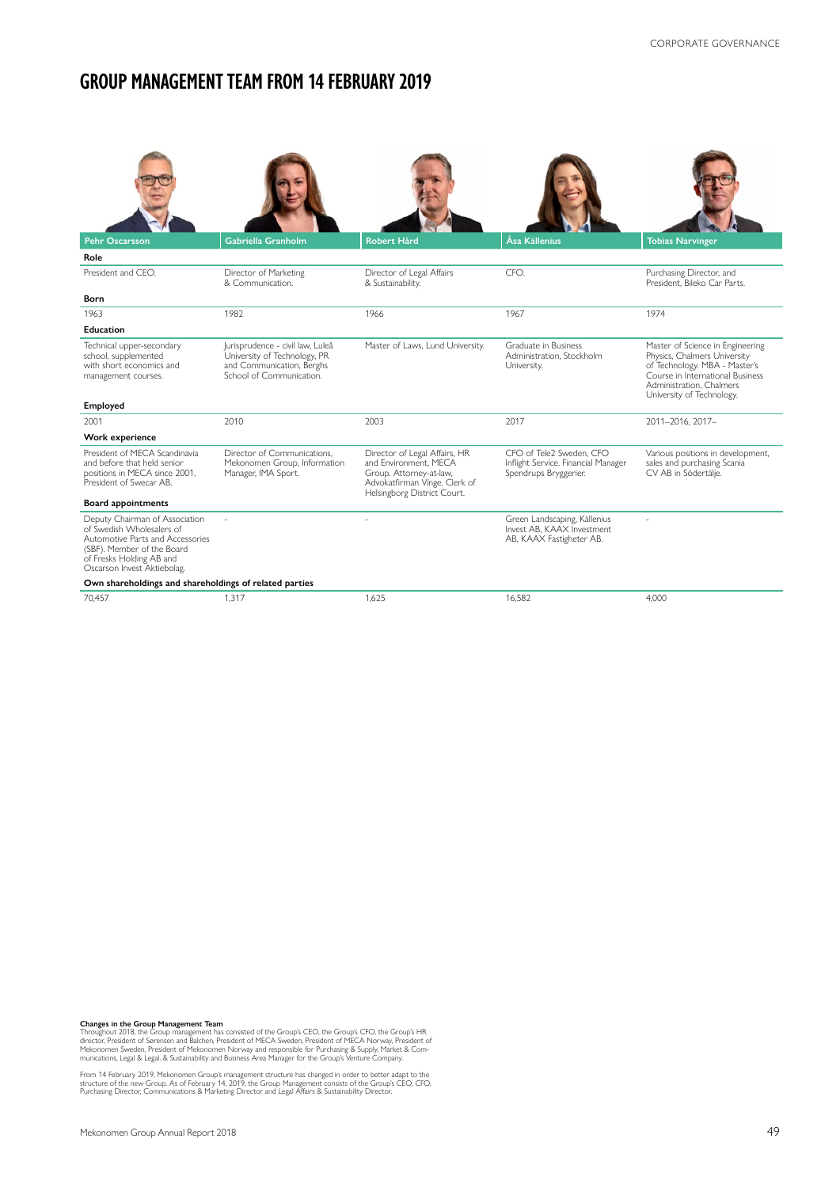# GROUP MANAGEMENT TEAM FROM 14 FEBRUARY 2019

| | Pehr Oscarsson | Gabriella Granholm | Robert Hård | Åsa Källenius | Tobias Narvinger |
|---|---|---|---|---|---|
| **Role** | President and CEO. | Director of Marketing & Communication. | Director of Legal Affairs & Sustainability. | CFO. | Purchasing Director, and President, Bileko Car Parts. |
| **Born** | 1963 | 1982 | 1966 | 1967 | 1974 |
| **Education** | Technical upper-secondary school, supplemented with short economics and management courses. | Jurisprudence - civil law, Luleå University of Technology, PR and Communication, Berghs School of Communication. | Master of Laws, Lund University. | Graduate in Business Administration, Stockholm University. | Master of Science in Engineering Physics, Chalmers University of Technology. MBA - Master's Course in International Business Administration, Chalmers University of Technology. |
| **Employed** | 2001 | 2010 | 2003 | 2017 | 2011–2016, 2017– |
| **Work experience** | President of MECA Scandinavia and before that held senior positions in MECA since 2001, President of Swecar AB. | Director of Communications, Mekonomen Group, Information Manager, IMA Sport. | Director of Legal Affairs, HR and Environment, MECA Group. Attorney-at-law, Advokatfirman Vinge. Clerk of Helsingborg District Court. | CFO of Tele2 Sweden, CFO Inflight Service. Financial Manager Spendrups Bryggerier. | Various positions in development, sales and purchasing Scania CV AB in Södertälje. |
| **Board appointments** | Deputy Chairman of Association of Swedish Wholesalers of Automotive Parts and Accessories (SBF). Member of the Board of Fresks Holding AB and Oscarson Invest Aktiebolag. | - | - | Green Landscaping, Källenius Invest AB, KAAX Investment AB, KAAX Fastigheter AB. | - |
| **Own shareholdings and shareholdings of related parties** | 70,457 | 1,317 | 1,625 | 16,582 | 4,000 |

**Changes in the Group Management Team**

Throughout 2018, the Group management has consisted of the Group's CEO, the Group's CFO, the Group's HR director, President of Sørensen and Balchen, President of MECA Sweden, President of MECA Norway, President of Mekonomen Sweden, President of Mekonomen Norway and responsible for Purchasing & Supply, Market & Communications, Legal & Legal. & Sustainability and Business Area Manager for the Group's Venture Company.

From 14 February 2019, Mekonomen Group's management structure has changed in order to better adapt to the structure of the new Group. As of February 14, 2019, the Group Management consists of the Group's CEO, CFO, Purchasing Director, Communications & Marketing Director and Legal Affairs & Sustainability Director.